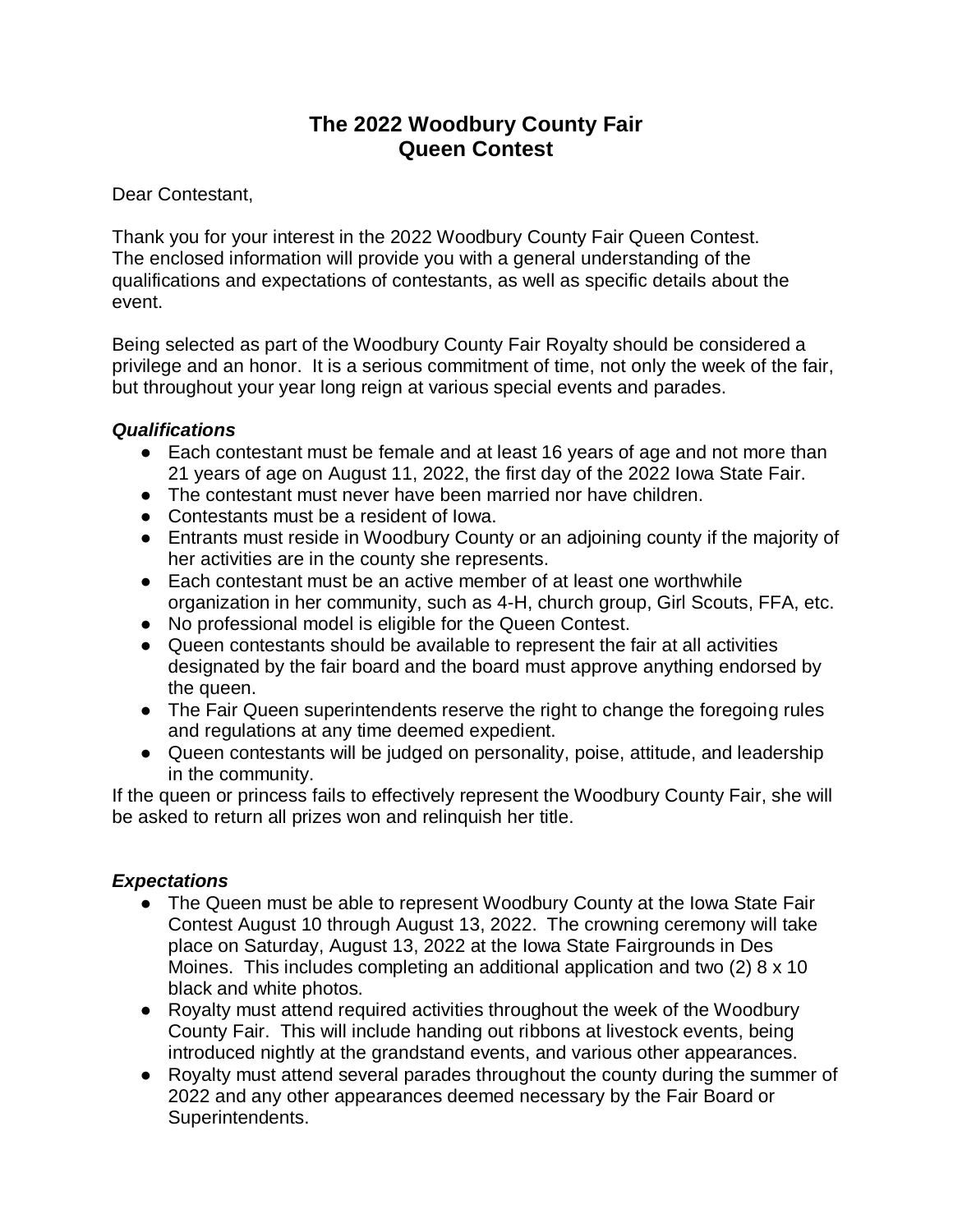# The 2022 Woodbury County Fair
# Queen Contest

Dear Contestant,

Thank you for your interest in the 2022 Woodbury County Fair Queen Contest. The enclosed information will provide you with a general understanding of the qualifications and expectations of contestants, as well as specific details about the event.

Being selected as part of the Woodbury County Fair Royalty should be considered a privilege and an honor. It is a serious commitment of time, not only the week of the fair, but throughout your year long reign at various special events and parades.

### *Qualifications*

- Each contestant must be female and at least 16 years of age and not more than 21 years of age on August 11, 2022, the first day of the 2022 Iowa State Fair.
- The contestant must never have been married nor have children.
- Contestants must be a resident of Iowa.
- Entrants must reside in Woodbury County or an adjoining county if the majority of her activities are in the county she represents.
- Each contestant must be an active member of at least one worthwhile organization in her community, such as 4-H, church group, Girl Scouts, FFA, etc.
- No professional model is eligible for the Queen Contest.
- Queen contestants should be available to represent the fair at all activities designated by the fair board and the board must approve anything endorsed by the queen.
- The Fair Queen superintendents reserve the right to change the foregoing rules and regulations at any time deemed expedient.
- Queen contestants will be judged on personality, poise, attitude, and leadership in the community.

If the queen or princess fails to effectively represent the Woodbury County Fair, she will be asked to return all prizes won and relinquish her title.

### *Expectations*

- The Queen must be able to represent Woodbury County at the Iowa State Fair Contest August 10 through August 13, 2022. The crowning ceremony will take place on Saturday, August 13, 2022 at the Iowa State Fairgrounds in Des Moines. This includes completing an additional application and two (2) 8 x 10 black and white photos.
- Royalty must attend required activities throughout the week of the Woodbury County Fair. This will include handing out ribbons at livestock events, being introduced nightly at the grandstand events, and various other appearances.
- Royalty must attend several parades throughout the county during the summer of 2022 and any other appearances deemed necessary by the Fair Board or Superintendents.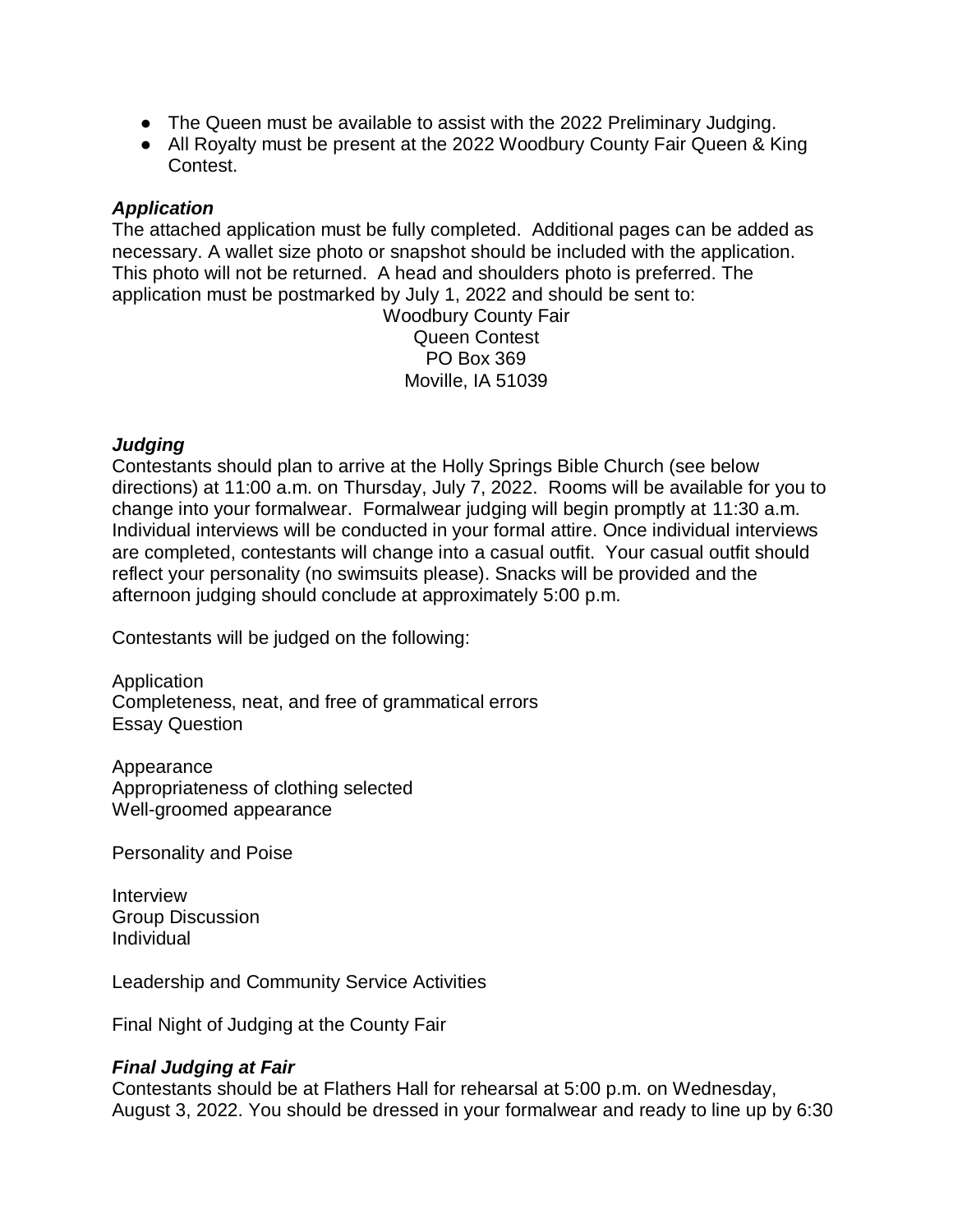- The Queen must be available to assist with the 2022 Preliminary Judging.
- All Royalty must be present at the 2022 Woodbury County Fair Queen & King Contest.

### *Application*

The attached application must be fully completed. Additional pages can be added as necessary. A wallet size photo or snapshot should be included with the application. This photo will not be returned. A head and shoulders photo is preferred. The application must be postmarked by July 1, 2022 and should be sent to:

Woodbury County Fair  
Queen Contest  
PO Box 369  
Moville, IA 51039

### *Judging*

Contestants should plan to arrive at the Holly Springs Bible Church (see below directions) at 11:00 a.m. on Thursday, July 7, 2022. Rooms will be available for you to change into your formalwear. Formalwear judging will begin promptly at 11:30 a.m. Individual interviews will be conducted in your formal attire. Once individual interviews are completed, contestants will change into a casual outfit. Your casual outfit should reflect your personality (no swimsuits please). Snacks will be provided and the afternoon judging should conclude at approximately 5:00 p.m.

Contestants will be judged on the following:

Application  
Completeness, neat, and free of grammatical errors  
Essay Question

Appearance  
Appropriateness of clothing selected  
Well-groomed appearance

Personality and Poise

Interview  
Group Discussion  
Individual

Leadership and Community Service Activities

Final Night of Judging at the County Fair

### *Final Judging at Fair*

Contestants should be at Flathers Hall for rehearsal at 5:00 p.m. on Wednesday, August 3, 2022. You should be dressed in your formalwear and ready to line up by 6:30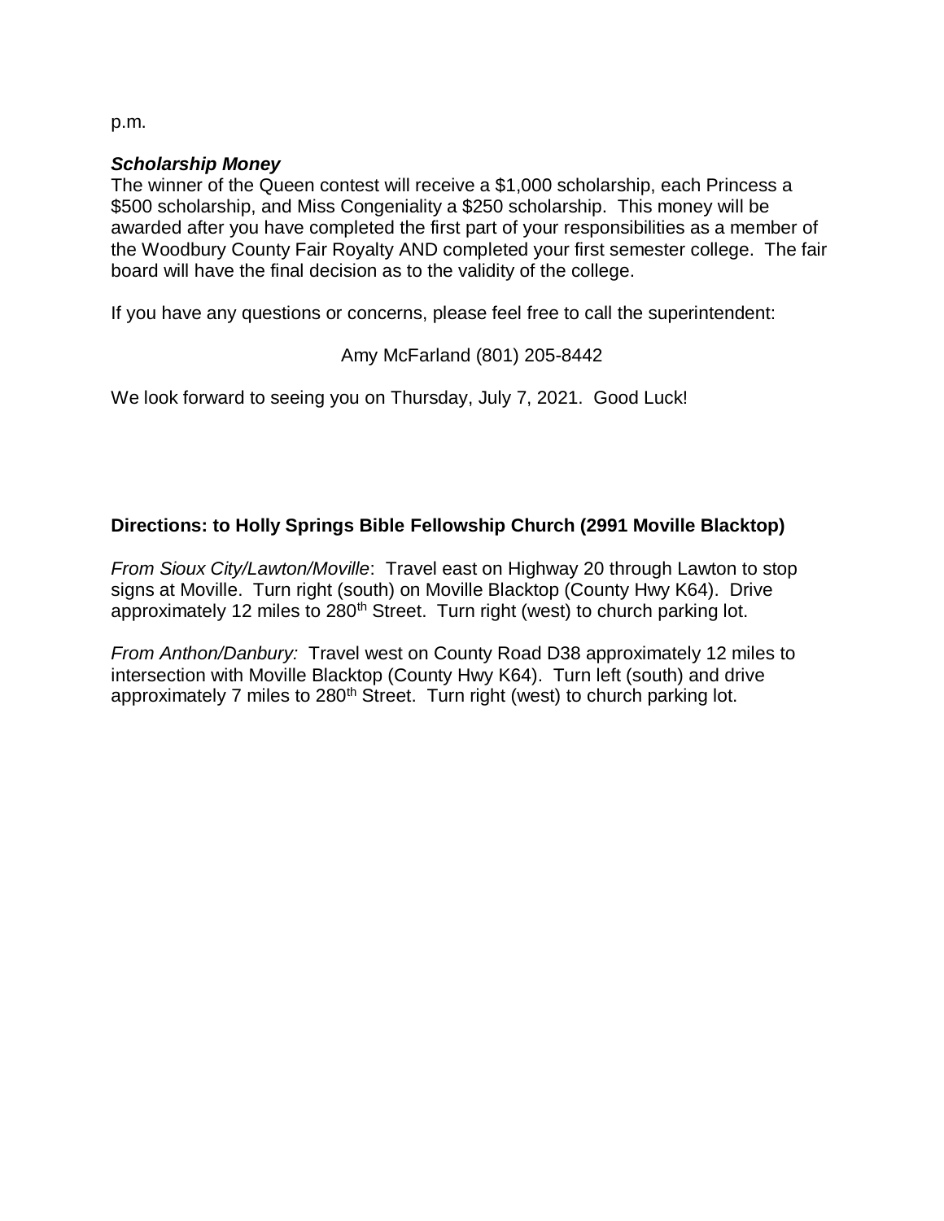p.m.

***Scholarship Money***

The winner of the Queen contest will receive a $1,000 scholarship, each Princess a $500 scholarship, and Miss Congeniality a $250 scholarship. This money will be awarded after you have completed the first part of your responsibilities as a member of the Woodbury County Fair Royalty AND completed your first semester college. The fair board will have the final decision as to the validity of the college.

If you have any questions or concerns, please feel free to call the superintendent:

Amy McFarland (801) 205-8442

We look forward to seeing you on Thursday, July 7, 2021. Good Luck!

**Directions: to Holly Springs Bible Fellowship Church (2991 Moville Blacktop)**

*From Sioux City/Lawton/Moville*: Travel east on Highway 20 through Lawton to stop signs at Moville. Turn right (south) on Moville Blacktop (County Hwy K64). Drive approximately 12 miles to 280th Street. Turn right (west) to church parking lot.

*From Anthon/Danbury:* Travel west on County Road D38 approximately 12 miles to intersection with Moville Blacktop (County Hwy K64). Turn left (south) and drive approximately 7 miles to 280th Street. Turn right (west) to church parking lot.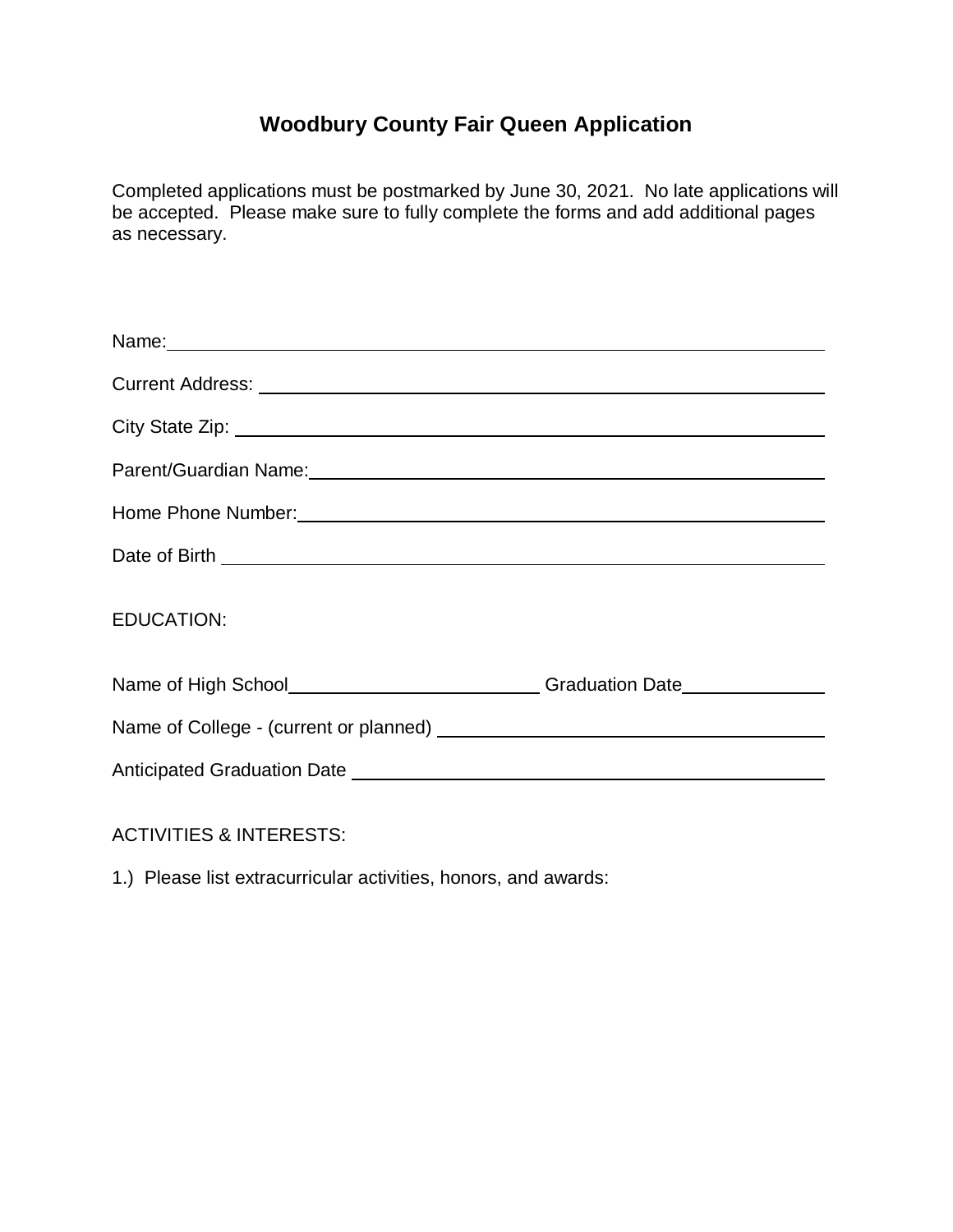# Woodbury County Fair Queen Application

Completed applications must be postmarked by June 30, 2021. No late applications will be accepted. Please make sure to fully complete the forms and add additional pages as necessary.

Name: ______________________________________________

Current Address: ______________________________________________

City State Zip: ______________________________________________

Parent/Guardian Name: ______________________________________________

Home Phone Number: ______________________________________________

Date of Birth ______________________________________________

EDUCATION:

Name of High School ________________________ Graduation Date ______________

Name of College - (current or planned) ______________________________________

Anticipated Graduation Date ______________________________________________

ACTIVITIES & INTERESTS:

1.) Please list extracurricular activities, honors, and awards: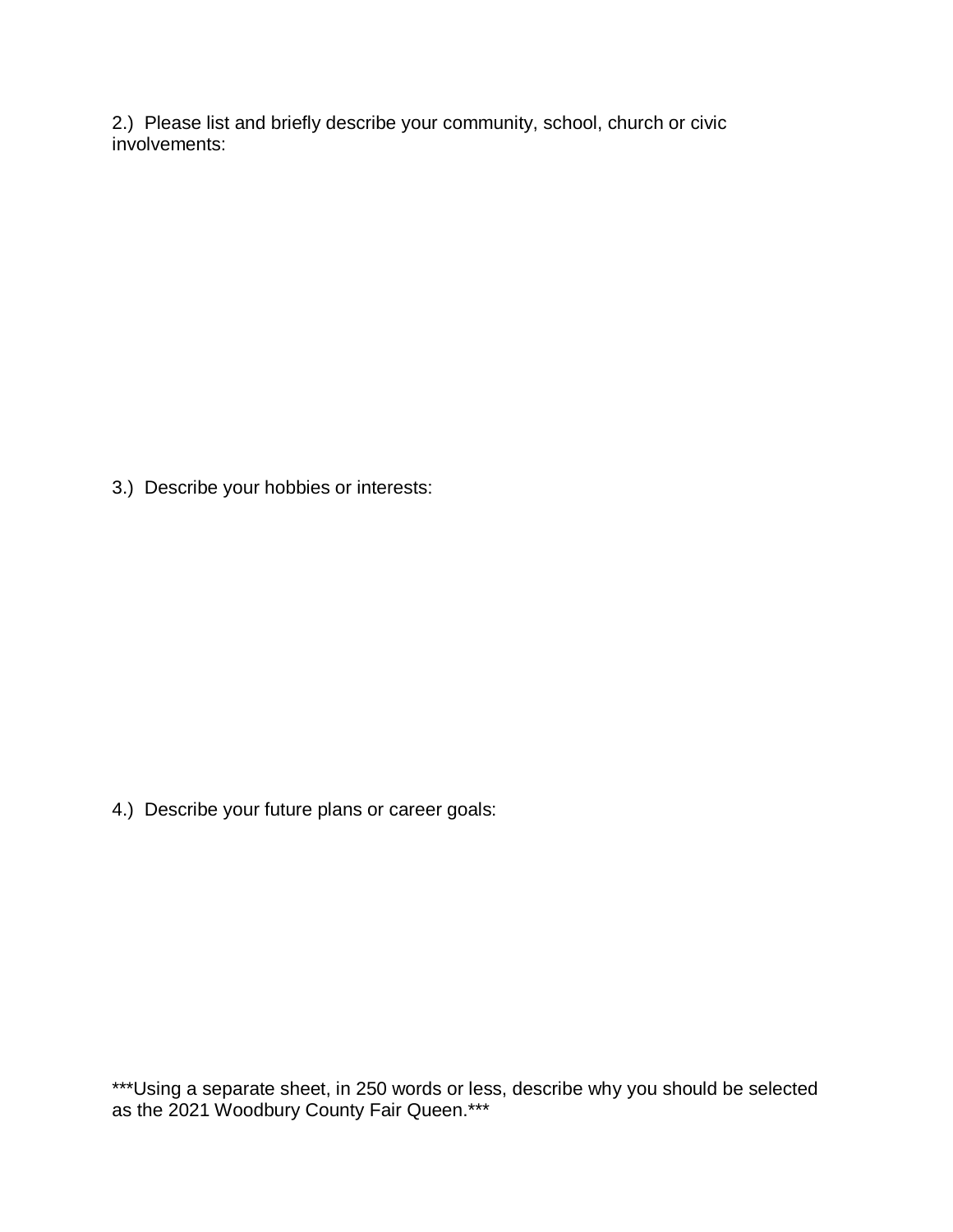2.) Please list and briefly describe your community, school, church or civic involvements:

3.) Describe your hobbies or interests:

4.) Describe your future plans or career goals:

***Using a separate sheet, in 250 words or less, describe why you should be selected as the 2021 Woodbury County Fair Queen.***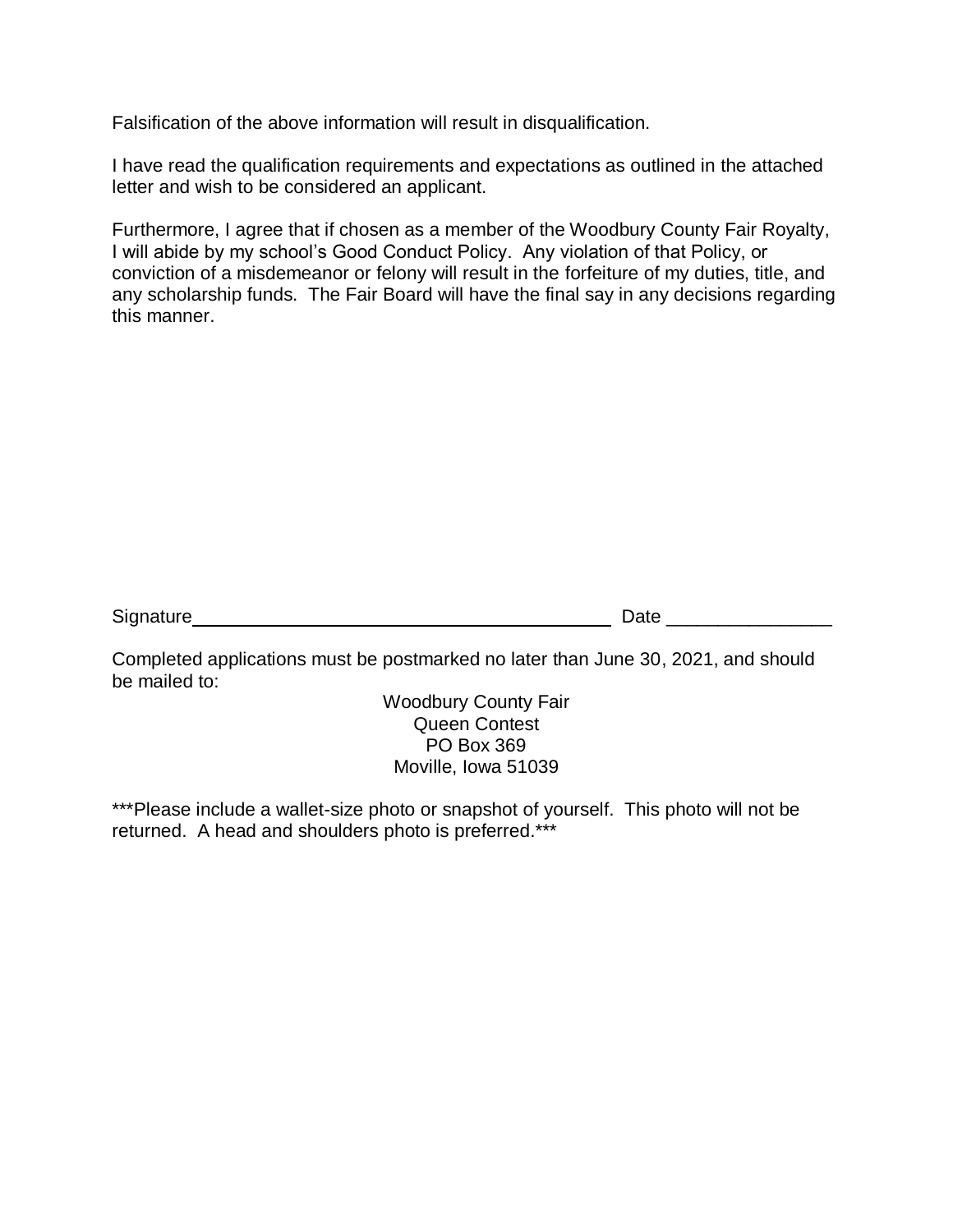Falsification of the above information will result in disqualification.

I have read the qualification requirements and expectations as outlined in the attached letter and wish to be considered an applicant.

Furthermore, I agree that if chosen as a member of the Woodbury County Fair Royalty, I will abide by my school's Good Conduct Policy. Any violation of that Policy, or conviction of a misdemeanor or felony will result in the forfeiture of my duties, title, and any scholarship funds. The Fair Board will have the final say in any decisions regarding this manner.

Signature\_\_\_\_\_\_\_\_\_\_\_\_\_\_\_\_\_\_\_\_\_\_\_\_\_\_\_\_\_\_\_\_\_\_\_\_\_\_\_\_ Date \_\_\_\_\_\_\_\_\_\_\_\_\_\_\_\_

Completed applications must be postmarked no later than June 30, 2021, and should be mailed to:

Woodbury County Fair
Queen Contest
PO Box 369
Moville, Iowa 51039

***Please include a wallet-size photo or snapshot of yourself. This photo will not be returned. A head and shoulders photo is preferred.***